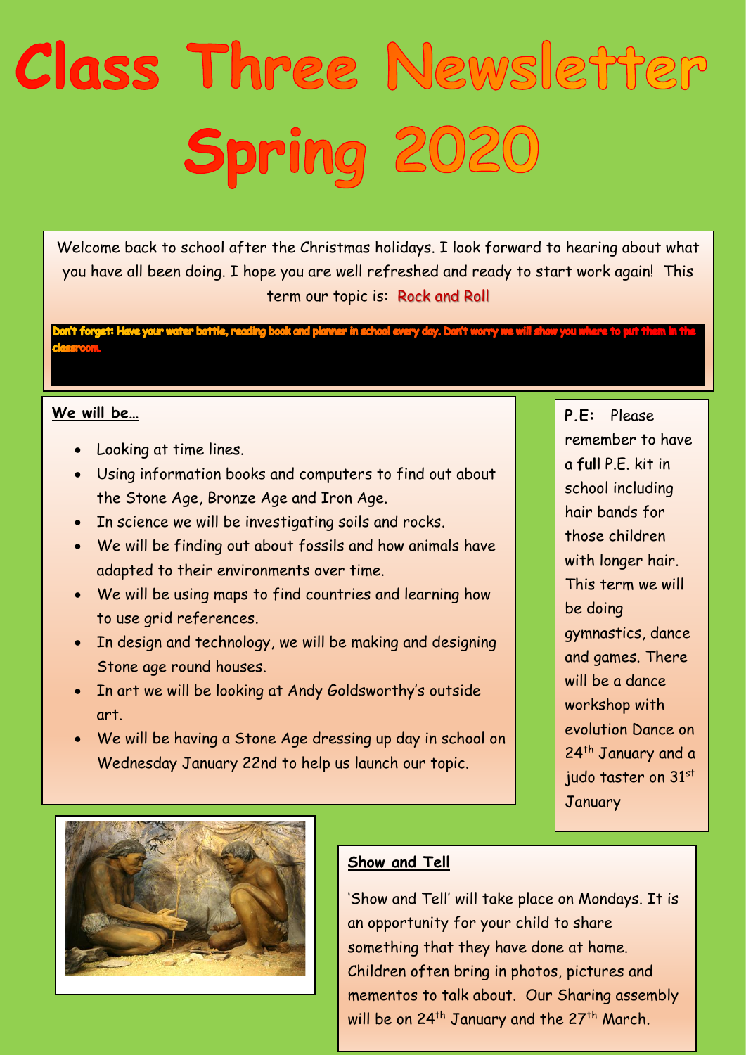# Class Three Newsletter Spring 2020

Welcome back to school after the Christmas holidays. I look forward to hearing about what you have all been doing. I hope you are well refreshed and ready to start work again! This term our topic is: Rock and Roll

**Don't forget: Have your water bottle, reading book and planner in school every day. Don't worry we will show you where to put them in the classroom.**

**We will be…**

- Looking at time lines.
- Using information books and computers to find out about the Stone Age, Bronze Age and Iron Age.
- In science we will be investigating soils and rocks.
- We will be finding out about fossils and how animals have adapted to their environments over time.
- We will be using maps to find countries and learning how to use grid references.
- In design and technology, we will be making and designing Stone age round houses.
- In art we will be looking at Andy Goldsworthy's outside art.
- We will be having a Stone Age dressing up day in school on Wednesday January 22nd to help us launch our topic.

**P.E:** Please remember to have a **full** P.E. kit in school including hair bands for those children with longer hair. This term we will be doing gymnastics, dance and games. There will be a dance workshop with evolution Dance on 24th January and a judo taster on 31st January

**Show and Tell**

'Show and Tell' will take place on Mondays. It is an opportunity for your child to share something that they have done at home. Children often bring in photos, pictures and mementos to talk about. Our Sharing assembly will be on 24th January and the 27th March.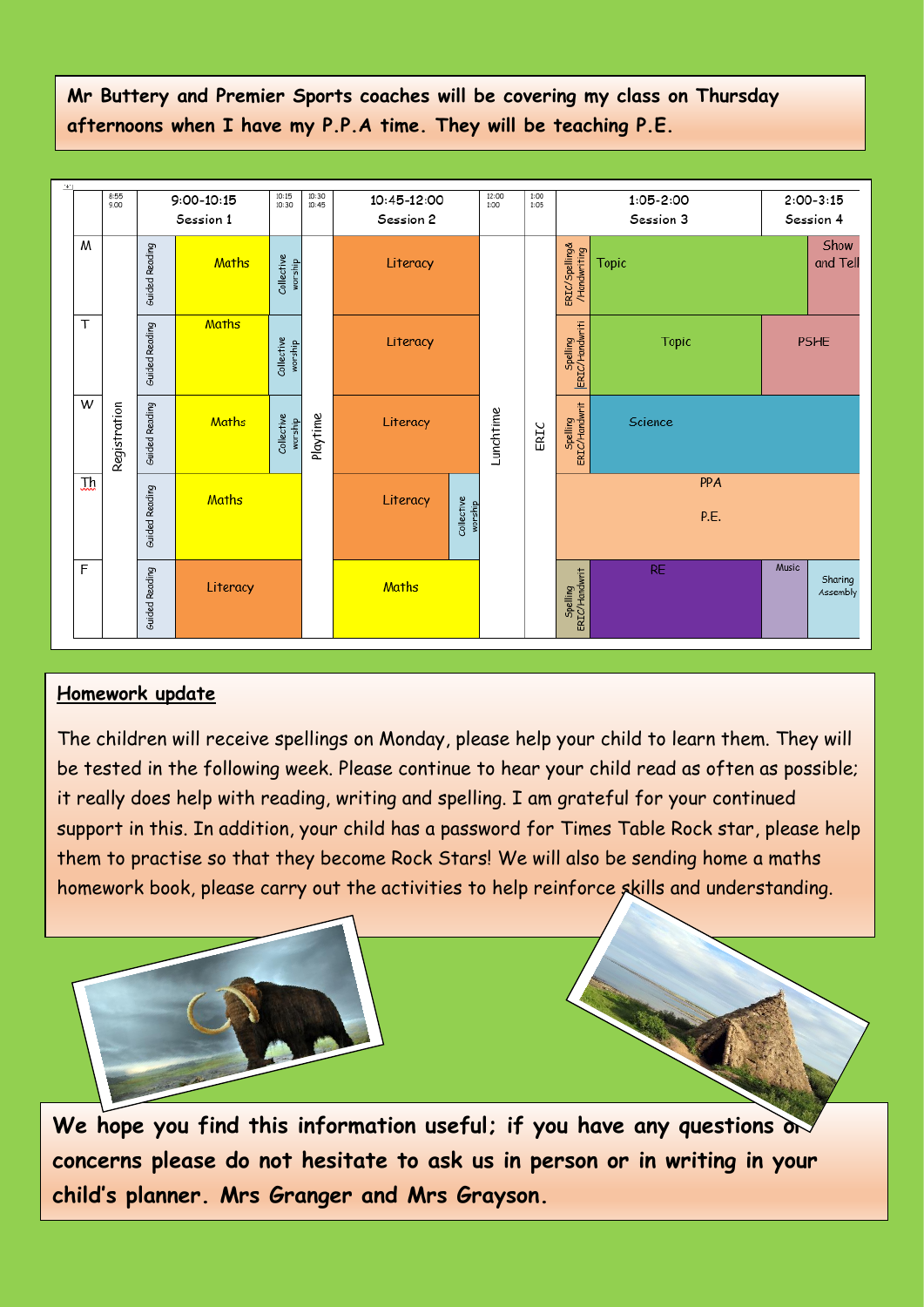**Mr Buttery and Premier Sports coaches will be covering my class on Thursday afternoons when I have my P.P.A time. They will be teaching P.E.**

| | 8:55 9:00 | 9:00-10:15 Session 1 | | 10:15 10:30 | 10:30 10:45 | 10:45-12:00 Session 2 | | 12:00 1:00 | 1:00 1:05 | 1:05-2:00 Session 3 | | 2:00-3:15 Session 4 | |
|---|---|---|---|---|---|---|---|---|---|---|---|---|---|
| M | Registration | Guided Reading | Maths | Collective worship | Playtime | Literacy | | Lunchtime | ERIC | ERIC/Spelling& /Handwriting | Topic | | Show and Tell |
| T | Registration | Guided Reading | Maths | Collective worship | Playtime | Literacy | | Lunchtime | ERIC | Spelling ERIC/Handwriti | Topic | PSHE | |
| W | Registration | Guided Reading | Maths | Collective worship | Playtime | Literacy | | Lunchtime | ERIC | Spelling ERIC/Handwrit | Science | | |
| Th | Registration | Guided Reading | Maths | | Playtime | Literacy | Collective worship | Lunchtime | ERIC | PPA P.E. | | | |
| F | Registration | Guided Reading | Literacy | | Playtime | Maths | | Lunchtime | ERIC | Spelling ERIC/Handwrit | RE | Music | Sharing Assembly |

## Homework update

The children will receive spellings on Monday, please help your child to learn them. They will be tested in the following week. Please continue to hear your child read as often as possible; it really does help with reading, writing and spelling. I am grateful for your continued support in this. In addition, your child has a password for Times Table Rock star, please help them to practise so that they become Rock Stars! We will also be sending home a maths homework book, please carry out the activities to help reinforce skills and understanding.

**We hope you find this information useful; if you have any questions or concerns please do not hesitate to ask us in person or in writing in your child's planner. Mrs Granger and Mrs Grayson.**